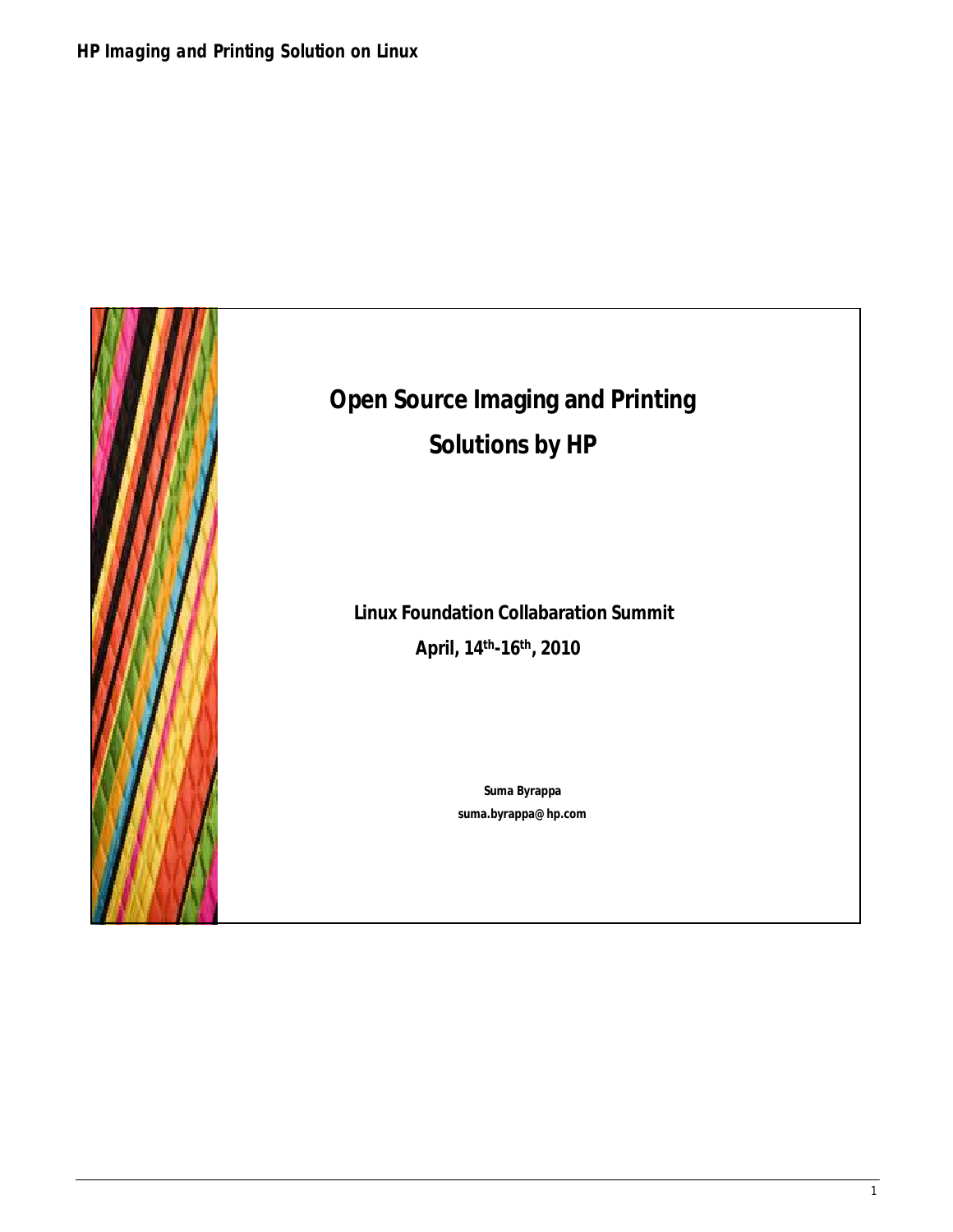# Open Source Imaging and Printing Solutions by HP

**Linux Foundation Collabaration Summit**

**April, 14th-16th, 2010**

**Suma Byrappa**

**suma.byrappa@hp.com**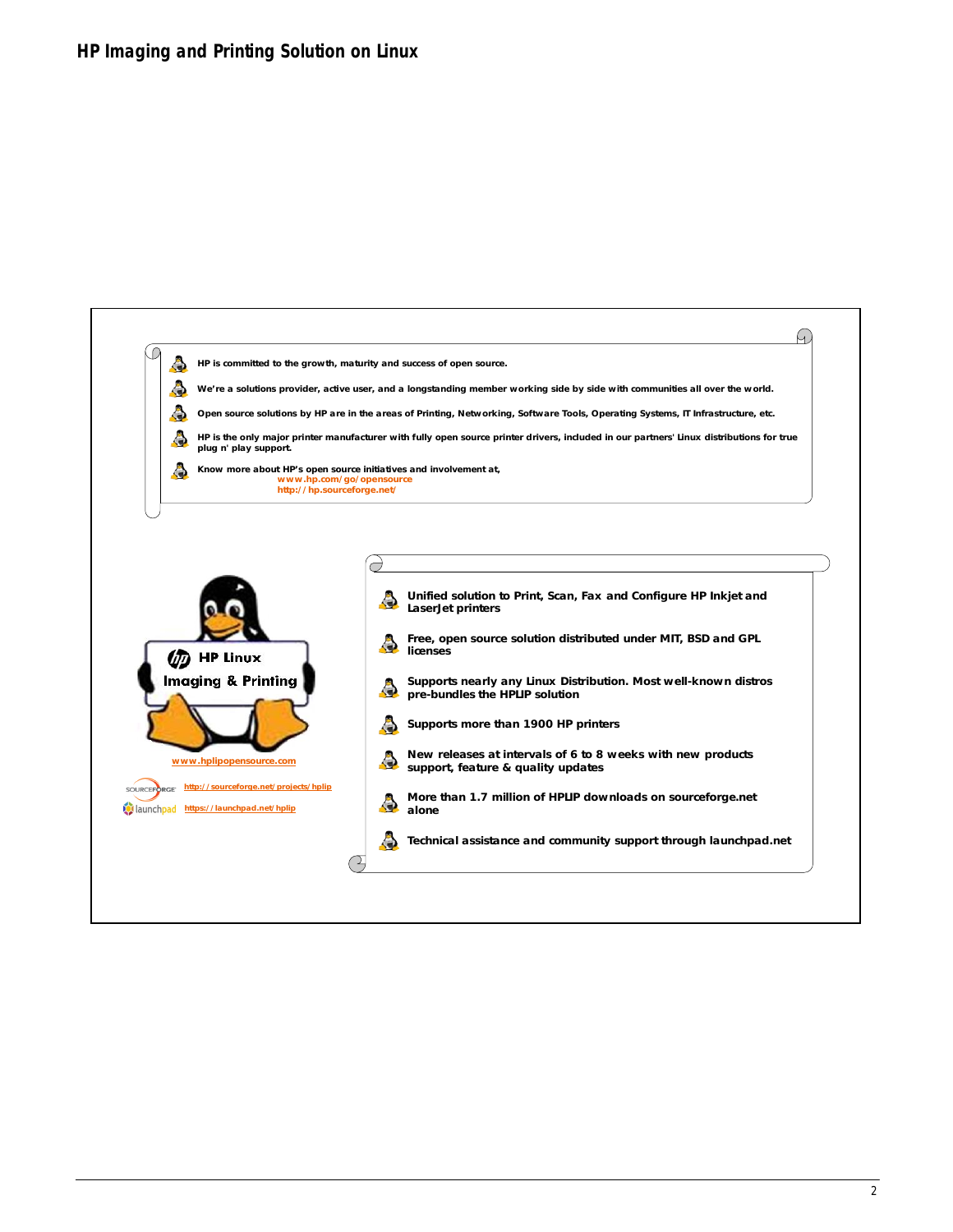## HP Imaging and Printing Solution on Linux

- HP is committed to the growth, maturity and success of open source.
- We're a solutions provider, active user, and a longstanding member working side by side with communities all over the world.
- Open source solutions by HP are in the areas of Printing, Networking, Software Tools, Operating Systems, IT Infrastructure, etc.
- HP is the only major printer manufacturer with fully open source printer drivers, included in our partners' Linux distributions for true plug n' play support.
- Know more about HP's open source initiatives and involvement at,
  www.hp.com/go/opensource
  http://hp.sourceforge.net/

HP Linux Imaging & Printing

www.hplipopensource.com

SOURCEFORGE http://sourceforge.net/projects/hplip

launchpad https://launchpad.net/hplip

- **Unified solution to Print, Scan, Fax and Configure HP Inkjet and LaserJet printers**
- **Free, open source solution distributed under MIT, BSD and GPL licenses**
- **Supports nearly any Linux Distribution. Most well-known distros pre-bundles the HPLIP solution**
- **Supports more than 1900 HP printers**
- **New releases at intervals of 6 to 8 weeks with new products support, feature & quality updates**
- **More than 1.7 million of HPLIP downloads on sourceforge.net alone**
- **Technical assistance and community support through launchpad.net**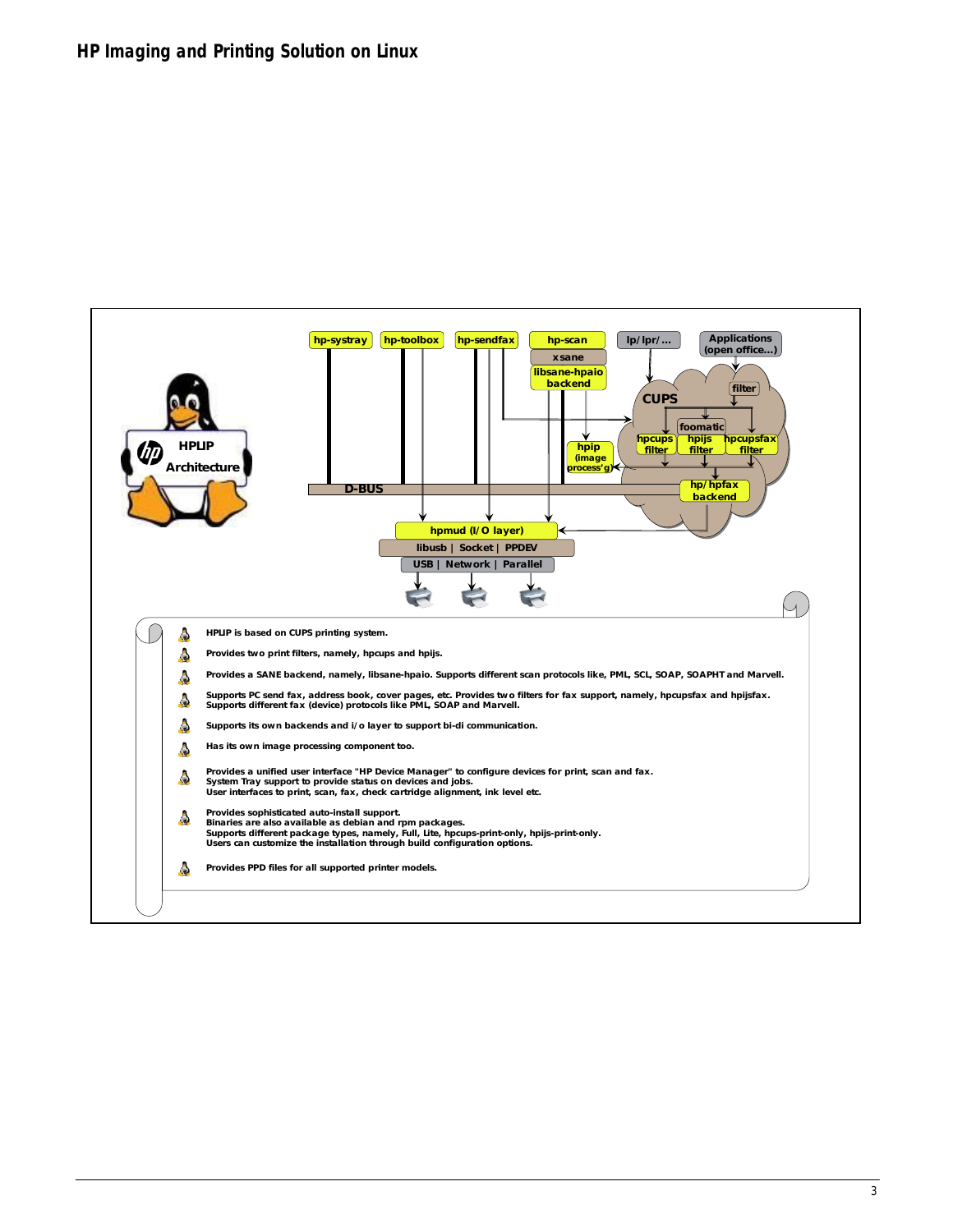# HP Imaging and Printing Solution on Linux

- HPLIP is based on CUPS printing system.
- Provides two print filters, namely, hpcups and hpijs.
- Provides a SANE backend, namely, libsane-hpaio. Supports different scan protocols like, PML, SCL, SOAP, SOAPHT and Marvell.
- Supports PC send fax, address book, cover pages, etc. Provides two filters for fax support, namely, hpcupsfax and hpijsfax. Supports different fax (device) protocols like PML, SOAP and Marvell.
- Supports its own backends and i/o layer to support bi-di communication.
- Has its own image processing component too.
- Provides a unified user interface "HP Device Manager" to configure devices for print, scan and fax. System Tray support to provide status on devices and jobs. User interfaces to print, scan, fax, check cartridge alignment, ink level etc.
- Provides sophisticated auto-install support. Binaries are also available as debian and rpm packages. Supports different package types, namely, Full, Lite, hpcups-print-only, hpijs-print-only. Users can customize the installation through build configuration options.
- Provides PPD files for all supported printer models.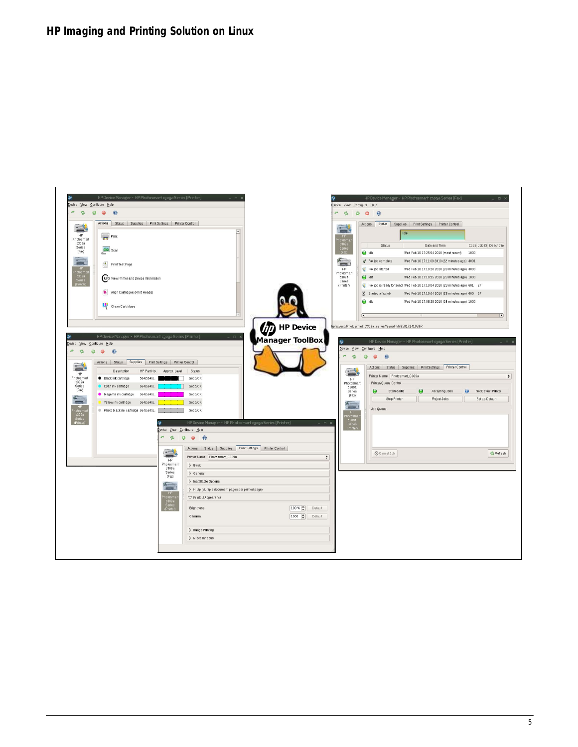# HP Imaging and Printing Solution on Linux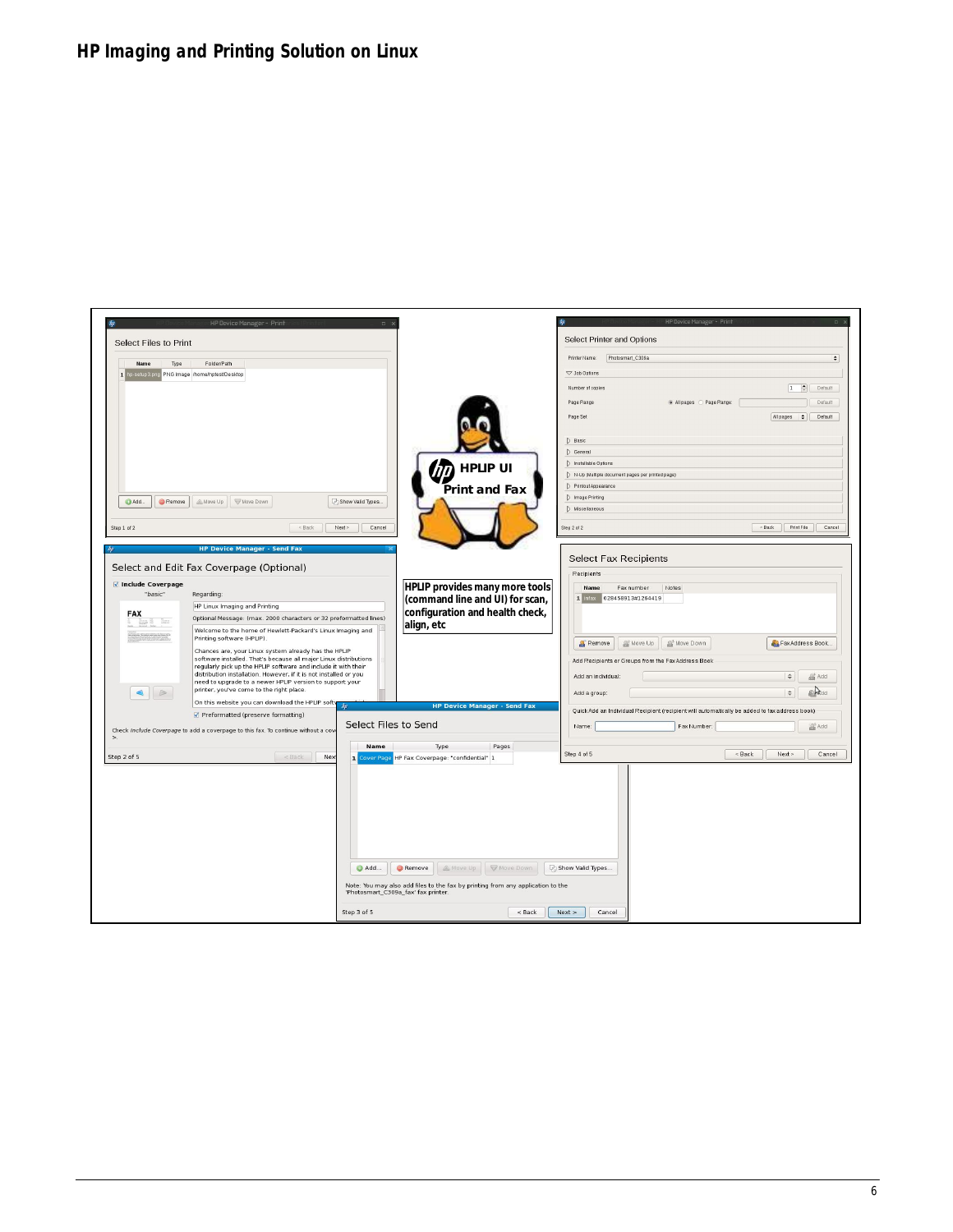# HP Imaging and Printing Solution on Linux

HPLIP provides many more tools (command line and UI) for scan, configuration and health check, align, etc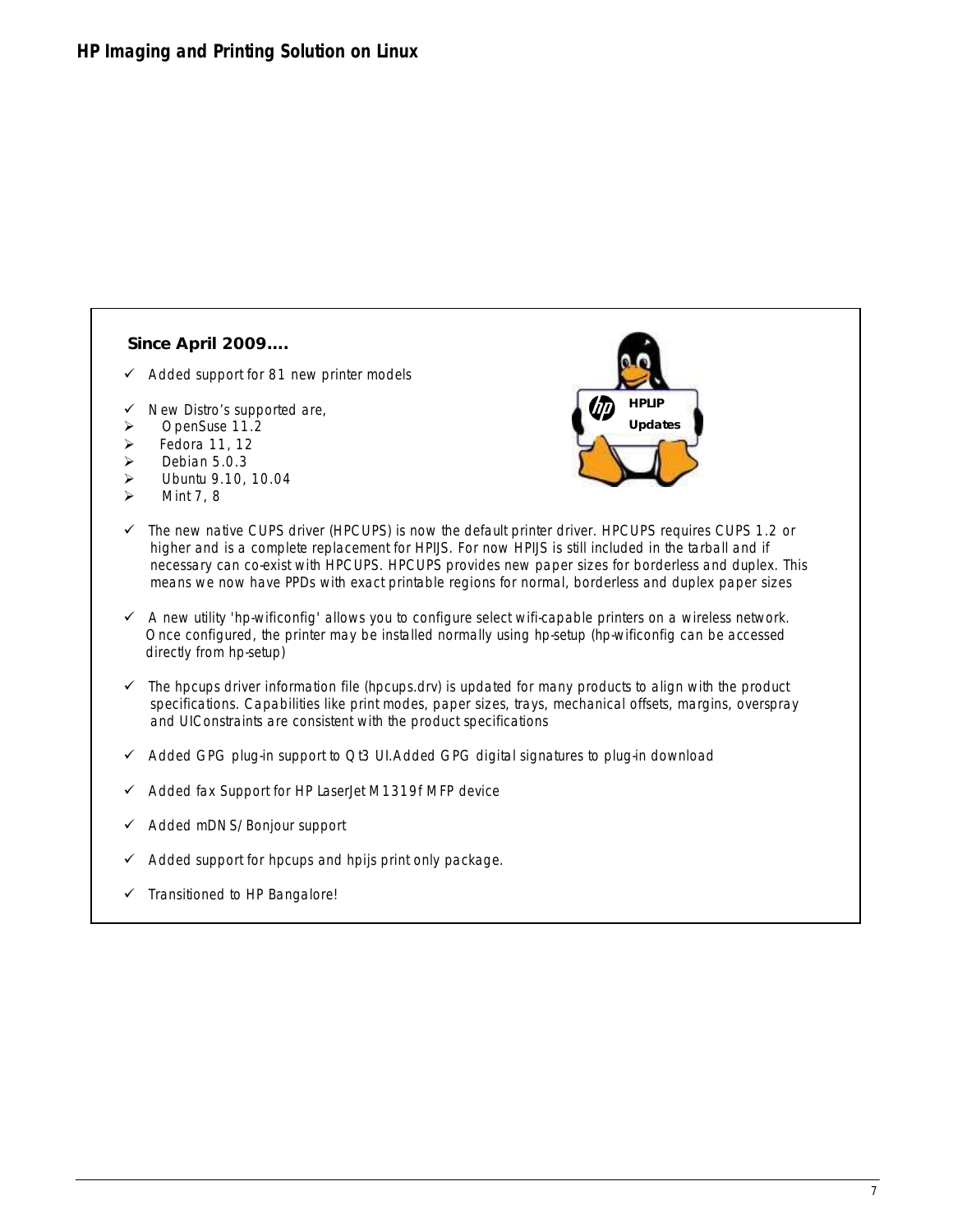## Since April 2009….

- ✓ Added support for 81 new printer models
- ✓ New Distro's supported are,
  - OpenSuse 11.2
  - Fedora 11, 12
  - Debian 5.0.3
  - Ubuntu 9.10, 10.04
  - Mint 7, 8
- ✓ The new native CUPS driver (HPCUPS) is now the default printer driver. HPCUPS requires CUPS 1.2 or higher and is a complete replacement for HPIJS. For now HPIJS is still included in the tarball and if necessary can co-exist with HPCUPS. HPCUPS provides new paper sizes for borderless and duplex. This means we now have PPDs with exact printable regions for normal, borderless and duplex paper sizes
- ✓ A new utility 'hp-wificonfig' allows you to configure select wifi-capable printers on a wireless network. Once configured, the printer may be installed normally using hp-setup (hp-wificonfig can be accessed directly from hp-setup)
- ✓ The hpcups driver information file (hpcups.drv) is updated for many products to align with the product specifications. Capabilities like print modes, paper sizes, trays, mechanical offsets, margins, overspray and UIConstraints are consistent with the product specifications
- ✓ Added GPG plug-in support to Qt3 UI.Added GPG digital signatures to plug-in download
- ✓ Added fax Support for HP LaserJet M1319f MFP device
- ✓ Added mDNS/Bonjour support
- ✓ Added support for hpcups and hpijs print only package.
- ✓ Transitioned to HP Bangalore!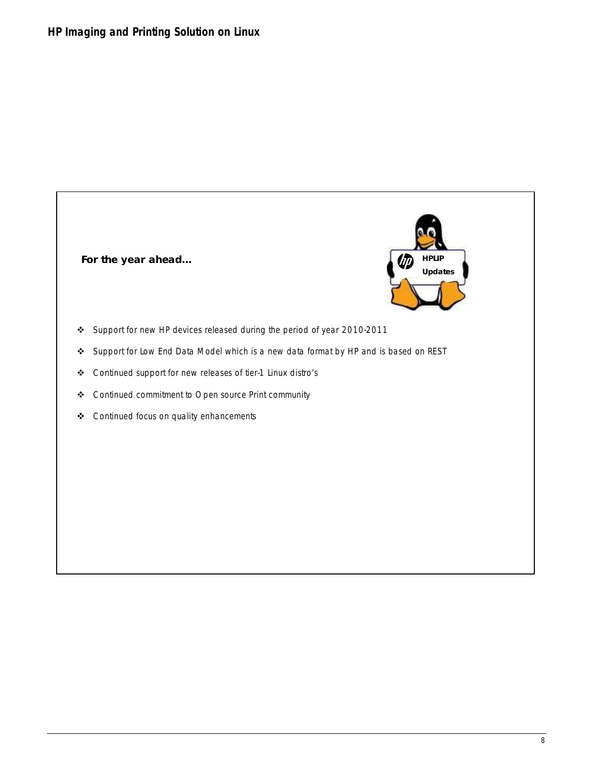**For the year ahead…**

- Support for new HP devices released during the period of year 2010-2011
- Support for Low End Data Model which is a new data format by HP and is based on REST
- Continued support for new releases of tier-1 Linux distro's
- Continued commitment to Open source Print community
- Continued focus on quality enhancements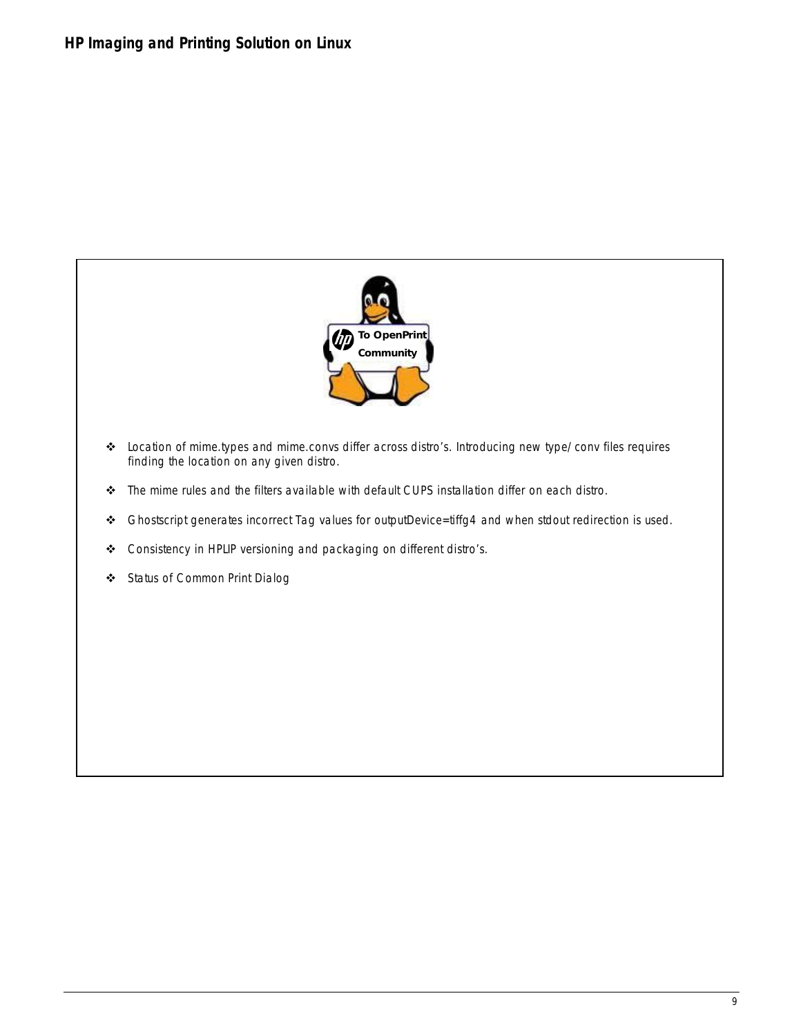- Location of mime.types and mime.convs differ across distro's. Introducing new type/conv files requires finding the location on any given distro.
- The mime rules and the filters available with default CUPS installation differ on each distro.
- Ghostscript generates incorrect Tag values for outputDevice=tiffg4 and when stdout redirection is used.
- Consistency in HPLIP versioning and packaging on different distro's.
- Status of Common Print Dialog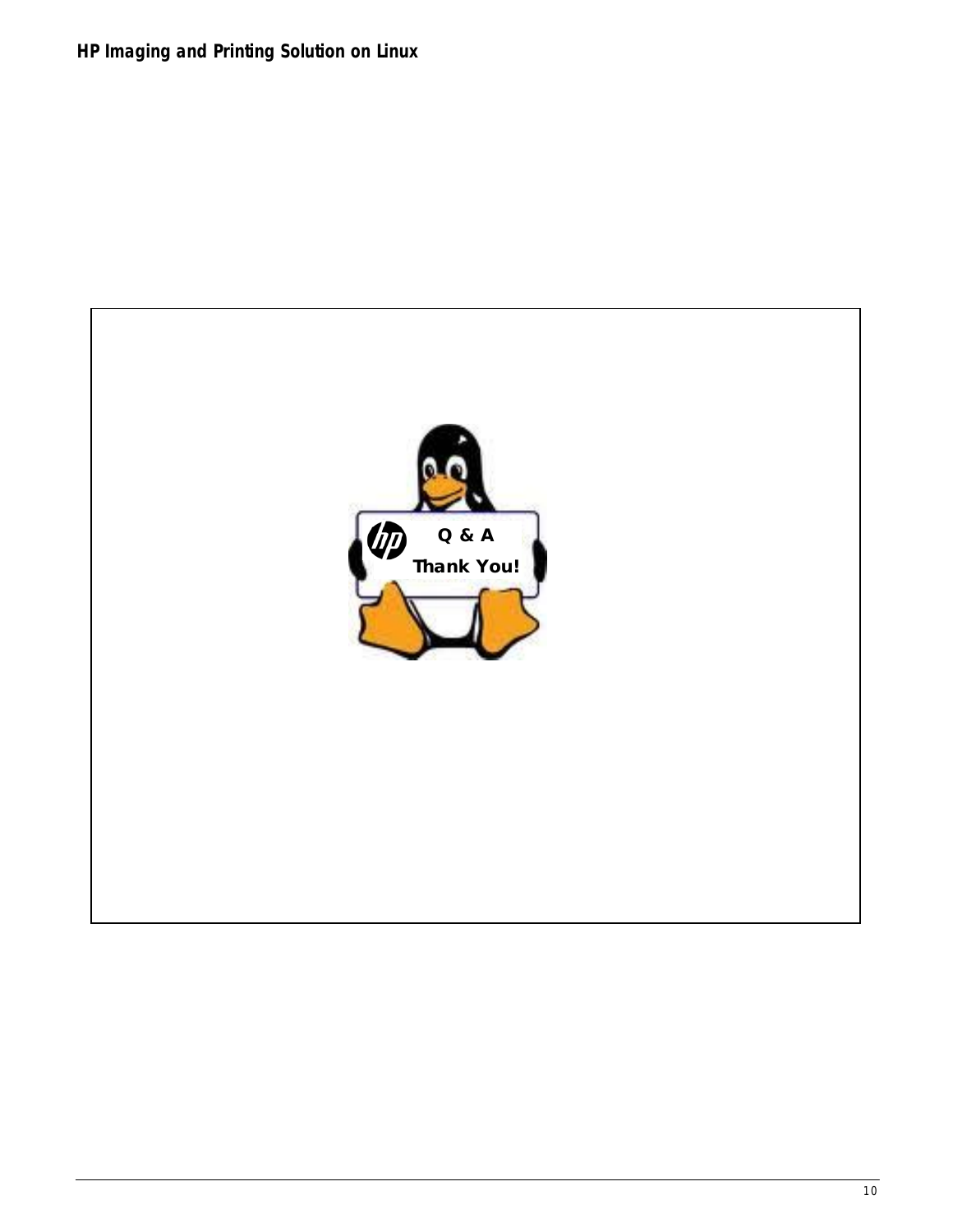Q & A

Thank You!